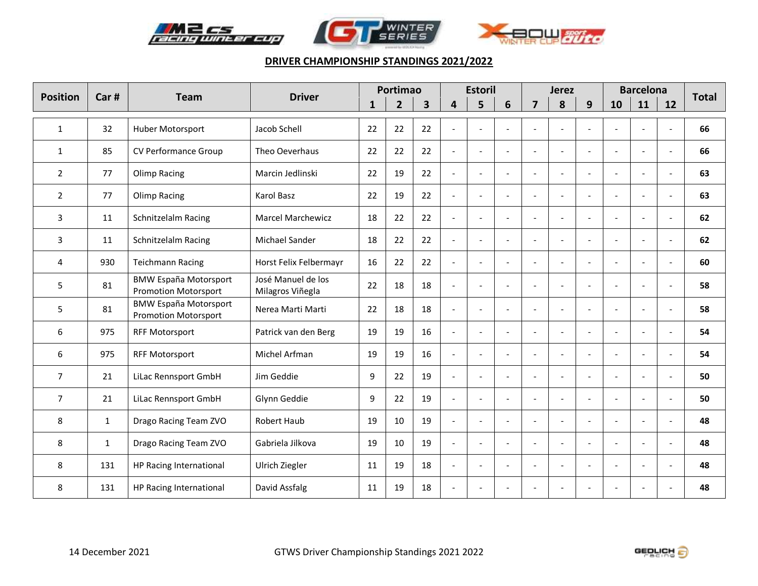## DRIVER CHAMPIONSHIP STANDINGS 2021/2022

| Position | Car # | Team | Driver | Portimao | | | Estoril | | | Jerez | | | Barcelona | | | Total |
|---|---|---|---|---|---|---|---|---|---|---|---|---|---|---|---|---|
| | | | | 1 | 2 | 3 | 4 | 5 | 6 | 7 | 8 | 9 | 10 | 11 | 12 | |
| 1 | 32 | Huber Motorsport | Jacob Schell | 22 | 22 | 22 | - | - | - | - | - | - | - | - | - | **66** |
| 1 | 85 | CV Performance Group | Theo Oeverhaus | 22 | 22 | 22 | - | - | - | - | - | - | - | - | - | **66** |
| 2 | 77 | Olimp Racing | Marcin Jedlinski | 22 | 19 | 22 | - | - | - | - | - | - | - | - | - | **63** |
| 2 | 77 | Olimp Racing | Karol Basz | 22 | 19 | 22 | - | - | - | - | - | - | - | - | - | **63** |
| 3 | 11 | Schnitzelalm Racing | Marcel Marchewicz | 18 | 22 | 22 | - | - | - | - | - | - | - | - | - | **62** |
| 3 | 11 | Schnitzelalm Racing | Michael Sander | 18 | 22 | 22 | - | - | - | - | - | - | - | - | - | **62** |
| 4 | 930 | Teichmann Racing | Horst Felix Felbermayr | 16 | 22 | 22 | - | - | - | - | - | - | - | - | - | **60** |
| 5 | 81 | BMW España Motorsport Promotion Motorsport | José Manuel de los Milagros Viñegla | 22 | 18 | 18 | - | - | - | - | - | - | - | - | - | **58** |
| 5 | 81 | BMW España Motorsport Promotion Motorsport | Nerea Marti Marti | 22 | 18 | 18 | - | - | - | - | - | - | - | - | - | **58** |
| 6 | 975 | RFF Motorsport | Patrick van den Berg | 19 | 19 | 16 | - | - | - | - | - | - | - | - | - | **54** |
| 6 | 975 | RFF Motorsport | Michel Arfman | 19 | 19 | 16 | - | - | - | - | - | - | - | - | - | **54** |
| 7 | 21 | LiLac Rennsport GmbH | Jim Geddie | 9 | 22 | 19 | - | - | - | - | - | - | - | - | - | **50** |
| 7 | 21 | LiLac Rennsport GmbH | Glynn Geddie | 9 | 22 | 19 | - | - | - | - | - | - | - | - | - | **50** |
| 8 | 1 | Drago Racing Team ZVO | Robert Haub | 19 | 10 | 19 | - | - | - | - | - | - | - | - | - | **48** |
| 8 | 1 | Drago Racing Team ZVO | Gabriela Jilkova | 19 | 10 | 19 | - | - | - | - | - | - | - | - | - | **48** |
| 8 | 131 | HP Racing International | Ulrich Ziegler | 11 | 19 | 18 | - | - | - | - | - | - | - | - | - | **48** |
| 8 | 131 | HP Racing International | David Assfalg | 11 | 19 | 18 | - | - | - | - | - | - | - | - | - | **48** |

14 December 2021 GTWS Driver Championship Standings 2021 2022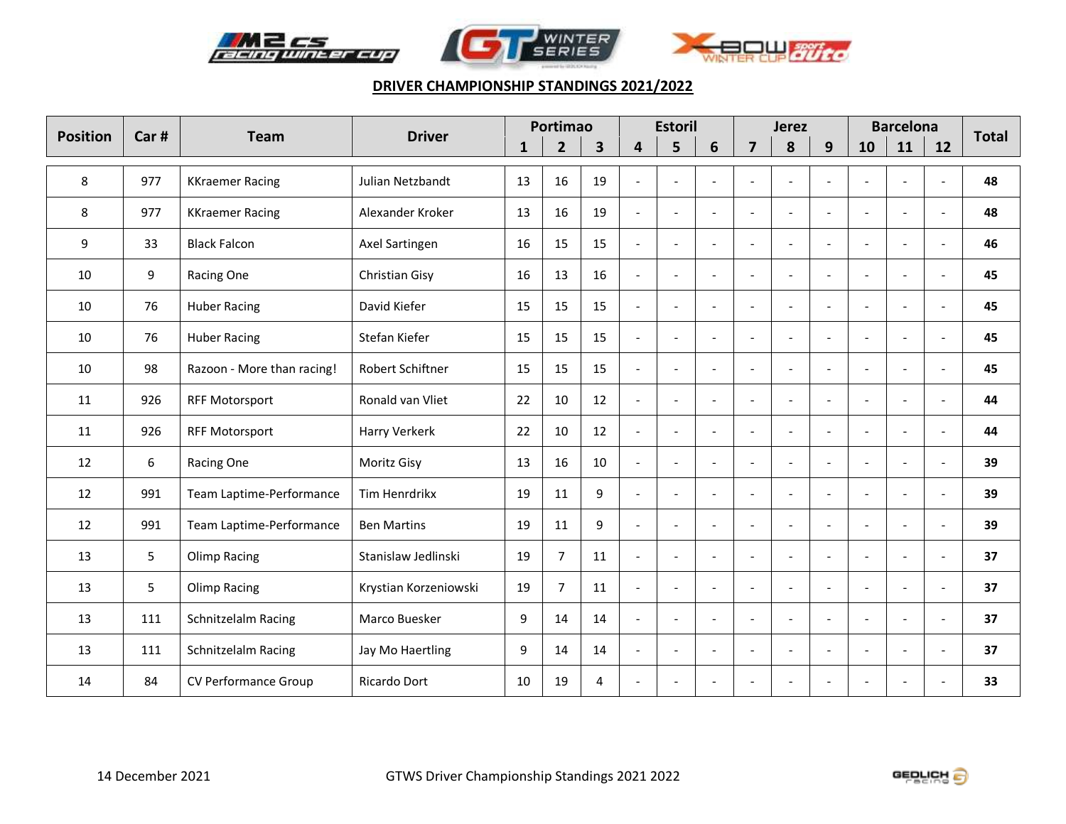## DRIVER CHAMPIONSHIP STANDINGS 2021/2022

| Position | Car # | Team | Driver | Portimao | | | Estoril | | | Jerez | | | Barcelona | | | Total |
|---|---|---|---|---|---|---|---|---|---|---|---|---|---|---|---|---|
| | | | | 1 | 2 | 3 | 4 | 5 | 6 | 7 | 8 | 9 | 10 | 11 | 12 | |
| 8 | 977 | KKraemer Racing | Julian Netzbandt | 13 | 16 | 19 | - | - | - | - | - | - | - | - | - | **48** |
| 8 | 977 | KKraemer Racing | Alexander Kroker | 13 | 16 | 19 | - | - | - | - | - | - | - | - | - | **48** |
| 9 | 33 | Black Falcon | Axel Sartingen | 16 | 15 | 15 | - | - | - | - | - | - | - | - | - | **46** |
| 10 | 9 | Racing One | Christian Gisy | 16 | 13 | 16 | - | - | - | - | - | - | - | - | - | **45** |
| 10 | 76 | Huber Racing | David Kiefer | 15 | 15 | 15 | - | - | - | - | - | - | - | - | - | **45** |
| 10 | 76 | Huber Racing | Stefan Kiefer | 15 | 15 | 15 | - | - | - | - | - | - | - | - | - | **45** |
| 10 | 98 | Razoon - More than racing! | Robert Schiftner | 15 | 15 | 15 | - | - | - | - | - | - | - | - | - | **45** |
| 11 | 926 | RFF Motorsport | Ronald van Vliet | 22 | 10 | 12 | - | - | - | - | - | - | - | - | - | **44** |
| 11 | 926 | RFF Motorsport | Harry Verkerk | 22 | 10 | 12 | - | - | - | - | - | - | - | - | - | **44** |
| 12 | 6 | Racing One | Moritz Gisy | 13 | 16 | 10 | - | - | - | - | - | - | - | - | - | **39** |
| 12 | 991 | Team Laptime-Performance | Tim Henrdrikx | 19 | 11 | 9 | - | - | - | - | - | - | - | - | - | **39** |
| 12 | 991 | Team Laptime-Performance | Ben Martins | 19 | 11 | 9 | - | - | - | - | - | - | - | - | - | **39** |
| 13 | 5 | Olimp Racing | Stanislaw Jedlinski | 19 | 7 | 11 | - | - | - | - | - | - | - | - | - | **37** |
| 13 | 5 | Olimp Racing | Krystian Korzeniowski | 19 | 7 | 11 | - | - | - | - | - | - | - | - | - | **37** |
| 13 | 111 | Schnitzelalm Racing | Marco Buesker | 9 | 14 | 14 | - | - | - | - | - | - | - | - | - | **37** |
| 13 | 111 | Schnitzelalm Racing | Jay Mo Haertling | 9 | 14 | 14 | - | - | - | - | - | - | - | - | - | **37** |
| 14 | 84 | CV Performance Group | Ricardo Dort | 10 | 19 | 4 | - | - | - | - | - | - | - | - | - | **33** |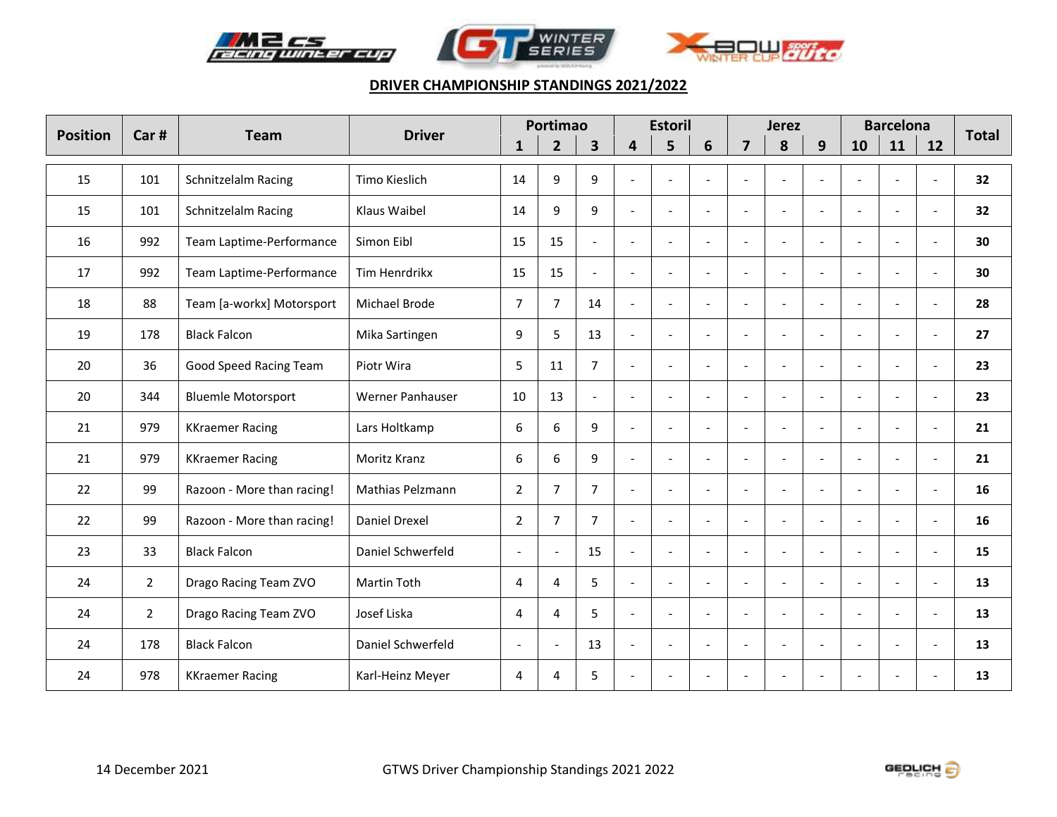## DRIVER CHAMPIONSHIP STANDINGS 2021/2022

| Position | Car # | Team | Driver | Portimao | | | Estoril | | | Jerez | | | Barcelona | | | Total |
|---|---|---|---|---|---|---|---|---|---|---|---|---|---|---|---|---|
| | | | | 1 | 2 | 3 | 4 | 5 | 6 | 7 | 8 | 9 | 10 | 11 | 12 | |
| 15 | 101 | Schnitzelalm Racing | Timo Kieslich | 14 | 9 | 9 | - | - | - | - | - | - | - | - | - | **32** |
| 15 | 101 | Schnitzelalm Racing | Klaus Waibel | 14 | 9 | 9 | - | - | - | - | - | - | - | - | - | **32** |
| 16 | 992 | Team Laptime-Performance | Simon Eibl | 15 | 15 | - | - | - | - | - | - | - | - | - | - | **30** |
| 17 | 992 | Team Laptime-Performance | Tim Henrdrikx | 15 | 15 | - | - | - | - | - | - | - | - | - | - | **30** |
| 18 | 88 | Team [a-workx] Motorsport | Michael Brode | 7 | 7 | 14 | - | - | - | - | - | - | - | - | - | **28** |
| 19 | 178 | Black Falcon | Mika Sartingen | 9 | 5 | 13 | - | - | - | - | - | - | - | - | - | **27** |
| 20 | 36 | Good Speed Racing Team | Piotr Wira | 5 | 11 | 7 | - | - | - | - | - | - | - | - | - | **23** |
| 20 | 344 | Bluemle Motorsport | Werner Panhauser | 10 | 13 | - | - | - | - | - | - | - | - | - | - | **23** |
| 21 | 979 | KKraemer Racing | Lars Holtkamp | 6 | 6 | 9 | - | - | - | - | - | - | - | - | - | **21** |
| 21 | 979 | KKraemer Racing | Moritz Kranz | 6 | 6 | 9 | - | - | - | - | - | - | - | - | - | **21** |
| 22 | 99 | Razoon - More than racing! | Mathias Pelzmann | 2 | 7 | 7 | - | - | - | - | - | - | - | - | - | **16** |
| 22 | 99 | Razoon - More than racing! | Daniel Drexel | 2 | 7 | 7 | - | - | - | - | - | - | - | - | - | **16** |
| 23 | 33 | Black Falcon | Daniel Schwerfeld | - | - | 15 | - | - | - | - | - | - | - | - | - | **15** |
| 24 | 2 | Drago Racing Team ZVO | Martin Toth | 4 | 4 | 5 | - | - | - | - | - | - | - | - | - | **13** |
| 24 | 2 | Drago Racing Team ZVO | Josef Liska | 4 | 4 | 5 | - | - | - | - | - | - | - | - | - | **13** |
| 24 | 178 | Black Falcon | Daniel Schwerfeld | - | - | 13 | - | - | - | - | - | - | - | - | - | **13** |
| 24 | 978 | KKraemer Racing | Karl-Heinz Meyer | 4 | 4 | 5 | - | - | - | - | - | - | - | - | - | **13** |

14 December 2021 GTWS Driver Championship Standings 2021 2022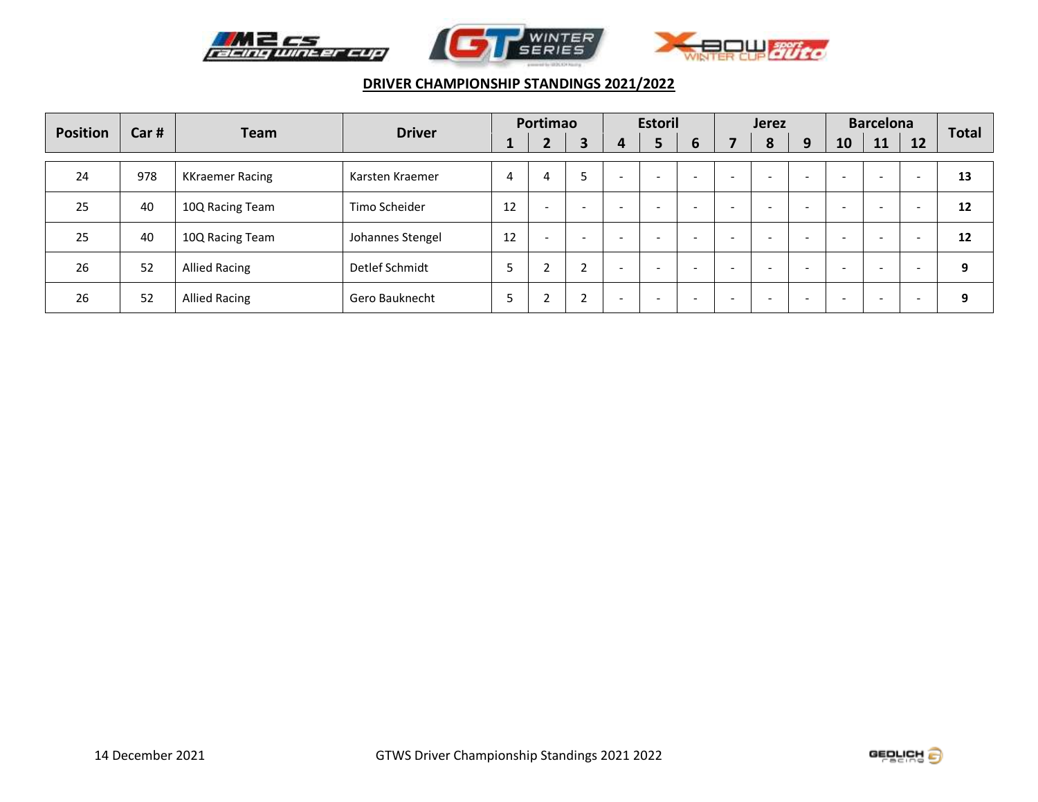## DRIVER CHAMPIONSHIP STANDINGS 2021/2022

| Position | Car # | Team | Driver | Portimao | | | Estoril | | | Jerez | | | Barcelona | | | Total |
|---|---|---|---|---|---|---|---|---|---|---|---|---|---|---|---|---|
| | | | | 1 | 2 | 3 | 4 | 5 | 6 | 7 | 8 | 9 | 10 | 11 | 12 | |
| 24 | 978 | KKraemer Racing | Karsten Kraemer | 4 | 4 | 5 | - | - | - | - | - | - | - | - | - | **13** |
| 25 | 40 | 10Q Racing Team | Timo Scheider | 12 | - | - | - | - | - | - | - | - | - | - | - | **12** |
| 25 | 40 | 10Q Racing Team | Johannes Stengel | 12 | - | - | - | - | - | - | - | - | - | - | - | **12** |
| 26 | 52 | Allied Racing | Detlef Schmidt | 5 | 2 | 2 | - | - | - | - | - | - | - | - | - | **9** |
| 26 | 52 | Allied Racing | Gero Bauknecht | 5 | 2 | 2 | - | - | - | - | - | - | - | - | - | **9** |

14 December 2021 GTWS Driver Championship Standings 2021 2022